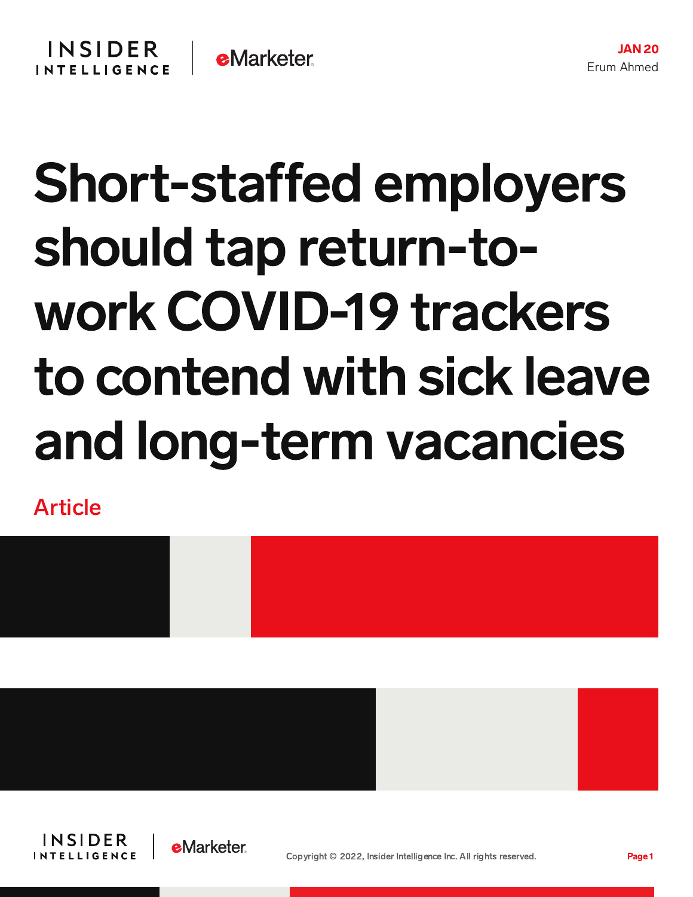JAN 20

Erum Ahmed

# Short-staffed employers should tap return-to-work COVID-19 trackers to contend with sick leave and long-term vacancies

Article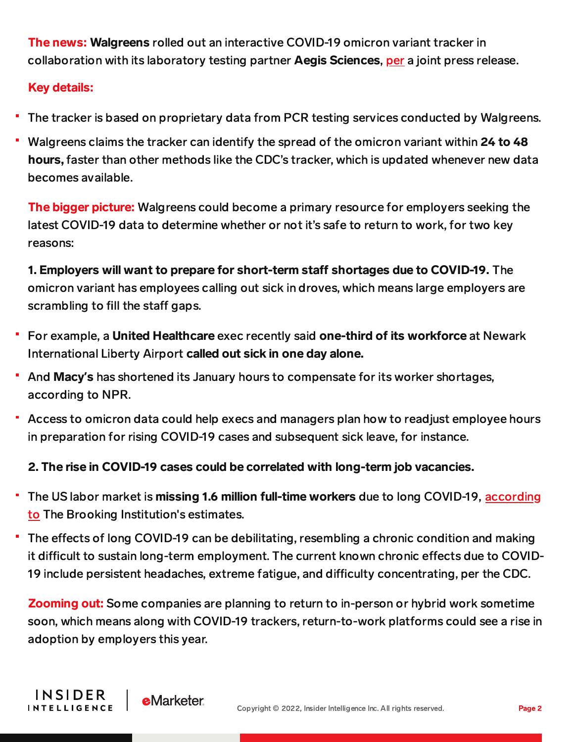**The news:** **Walgreens** rolled out an interactive COVID-19 omicron variant tracker in collaboration with its laboratory testing partner **Aegis Sciences**, per a joint press release.

**Key details:**

- The tracker is based on proprietary data from PCR testing services conducted by Walgreens.
- Walgreens claims the tracker can identify the spread of the omicron variant within **24 to 48 hours,** faster than other methods like the CDC's tracker, which is updated whenever new data becomes available.

**The bigger picture:** Walgreens could become a primary resource for employers seeking the latest COVID-19 data to determine whether or not it's safe to return to work, for two key reasons:

**1. Employers will want to prepare for short-term staff shortages due to COVID-19.** The omicron variant has employees calling out sick in droves, which means large employers are scrambling to fill the staff gaps.

- For example, a **United Healthcare** exec recently said **one-third of its workforce** at Newark International Liberty Airport **called out sick in one day alone.**
- And **Macy's** has shortened its January hours to compensate for its worker shortages, according to NPR.
- Access to omicron data could help execs and managers plan how to readjust employee hours in preparation for rising COVID-19 cases and subsequent sick leave, for instance.

**2. The rise in COVID-19 cases could be correlated with long-term job vacancies.**

- The US labor market is **missing 1.6 million full-time workers** due to long COVID-19, according to The Brooking Institution's estimates.
- The effects of long COVID-19 can be debilitating, resembling a chronic condition and making it difficult to sustain long-term employment. The current known chronic effects due to COVID-19 include persistent headaches, extreme fatigue, and difficulty concentrating, per the CDC.

**Zooming out:** Some companies are planning to return to in-person or hybrid work sometime soon, which means along with COVID-19 trackers, return-to-work platforms could see a rise in adoption by employers this year.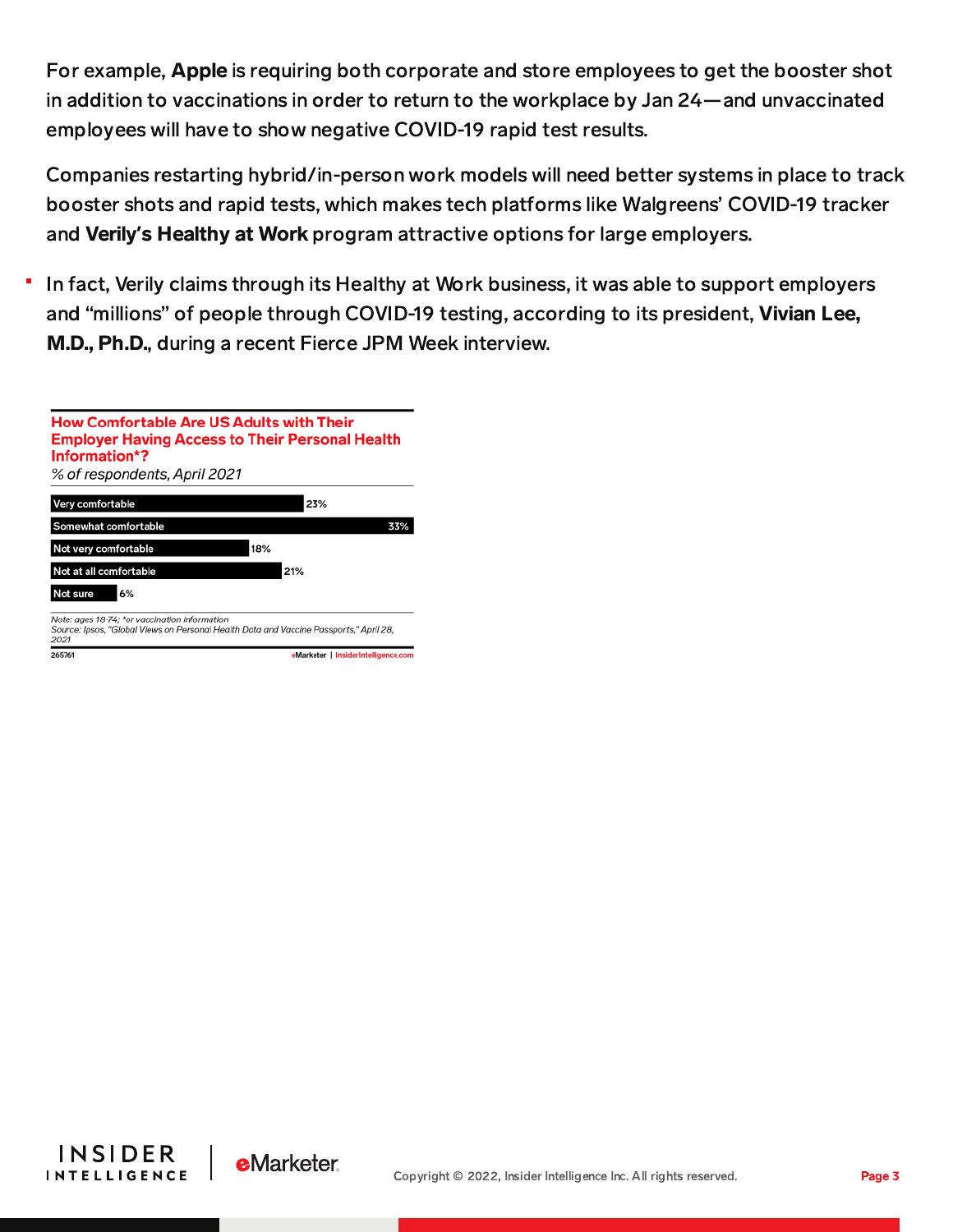For example, **Apple** is requiring both corporate and store employees to get the booster shot in addition to vaccinations in order to return to the workplace by Jan 24—and unvaccinated employees will have to show negative COVID-19 rapid test results.

Companies restarting hybrid/in-person work models will need better systems in place to track booster shots and rapid tests, which makes tech platforms like Walgreens' COVID-19 tracker and **Verily's Healthy at Work** program attractive options for large employers.

- In fact, Verily claims through its Healthy at Work business, it was able to support employers and "millions" of people through COVID-19 testing, according to its president, **Vivian Lee, M.D., Ph.D.**, during a recent Fierce JPM Week interview.

**How Comfortable Are US Adults with Their Employer Having Access to Their Personal Health Information*?**

*% of respondents, April 2021*

Very comfortable 23%

Somewhat comfortable 33%

Not very comfortable 18%

Not at all comfortable 21%

Not sure 6%

*Note: ages 18-74; *or vaccination information*
*Source: Ipsos, "Global Views on Personal Health Data and Vaccine Passports," April 28, 2021*

265761

eMarketer | InsiderIntelligence.com